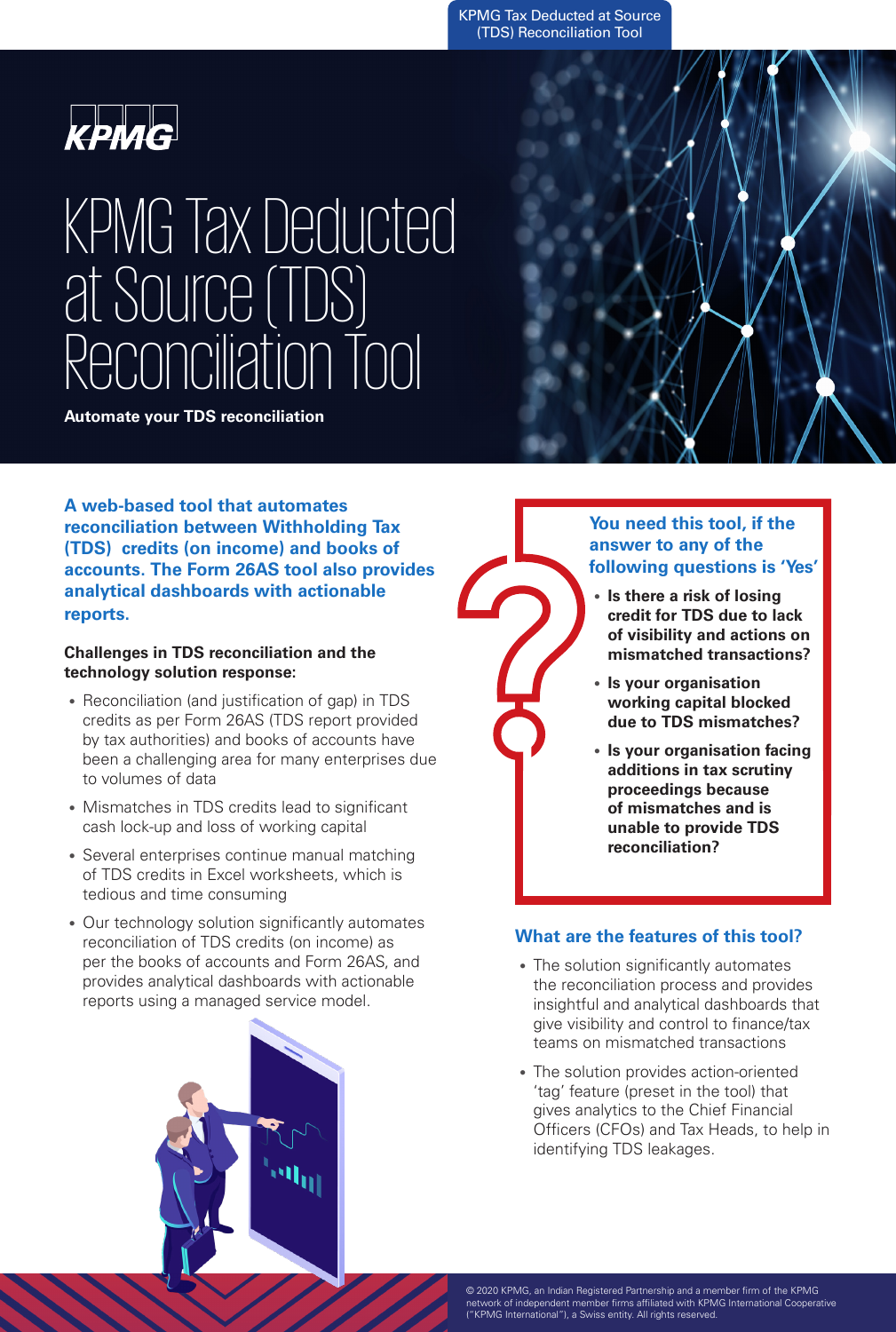# KPMG Tax Deducted at Source (TDS) Reconciliation Tool

**Automate your TDS reconciliation**

**A web-based tool that automates reconciliation between Withholding Tax (TDS) credits (on income) and books of accounts. The Form 26AS tool also provides analytical dashboards with actionable reports.**

**Challenges in TDS reconciliation and the technology solution response:**

- Reconciliation (and justification of gap) in TDS credits as per Form 26AS (TDS report provided by tax authorities) and books of accounts have been a challenging area for many enterprises due to volumes of data
- Mismatches in TDS credits lead to significant cash lock-up and loss of working capital
- Several enterprises continue manual matching of TDS credits in Excel worksheets, which is tedious and time consuming
- Our technology solution significantly automates reconciliation of TDS credits (on income) as per the books of accounts and Form 26AS, and provides analytical dashboards with actionable reports using a managed service model.

**You need this tool, if the answer to any of the following questions is 'Yes'**

- **Is there a risk of losing credit for TDS due to lack of visibility and actions on mismatched transactions?**
- **Is your organisation working capital blocked due to TDS mismatches?**
- **Is your organisation facing additions in tax scrutiny proceedings because of mismatches and is unable to provide TDS reconciliation?**

## What are the features of this tool?

- The solution significantly automates the reconciliation process and provides insightful and analytical dashboards that give visibility and control to finance/tax teams on mismatched transactions
- The solution provides action-oriented 'tag' feature (preset in the tool) that gives analytics to the Chief Financial Officers (CFOs) and Tax Heads, to help in identifying TDS leakages.

© 2020 KPMG, an Indian Registered Partnership and a member firm of the KPMG network of independent member firms affiliated with KPMG International Cooperative ("KPMG International"), a Swiss entity. All rights reserved.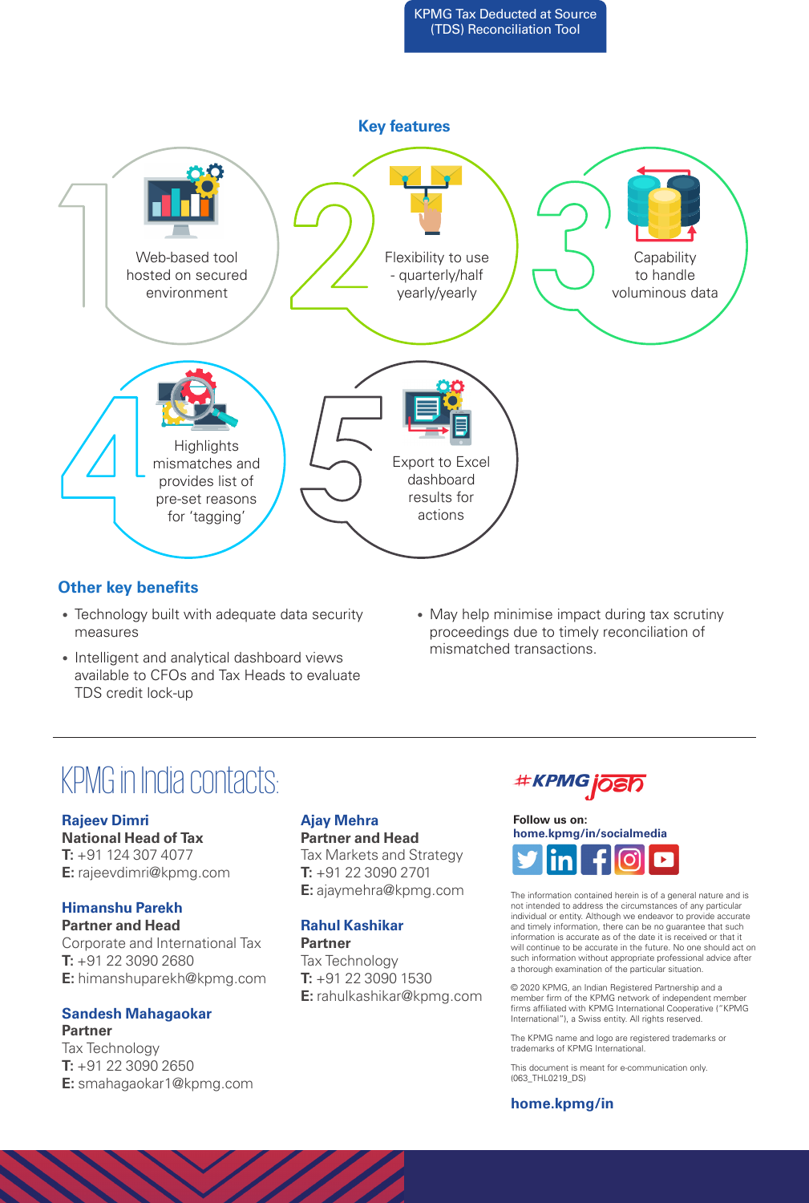KPMG Tax Deducted at Source (TDS) Reconciliation Tool

## Key features

1. Web-based tool hosted on secured environment
2. Flexibility to use - quarterly/half yearly/yearly
3. Capability to handle voluminous data
4. Highlights mismatches and provides list of pre-set reasons for 'tagging'
5. Export to Excel dashboard results for actions

## Other key benefits

- Technology built with adequate data security measures
- Intelligent and analytical dashboard views available to CFOs and Tax Heads to evaluate TDS credit lock-up
- May help minimise impact during tax scrutiny proceedings due to timely reconciliation of mismatched transactions.

## KPMG in India contacts:

**Rajeev Dimri**
**National Head of Tax**
**T:** +91 124 307 4077
**E:** rajeevdimri@kpmg.com

**Himanshu Parekh**
**Partner and Head**
Corporate and International Tax
**T:** +91 22 3090 2680
**E:** himanshuparekh@kpmg.com

**Sandesh Mahagaokar**
**Partner**
Tax Technology
**T:** +91 22 3090 2650
**E:** smahagaokar1@kpmg.com

**Ajay Mehra**
**Partner and Head**
Tax Markets and Strategy
**T:** +91 22 3090 2701
**E:** ajaymehra@kpmg.com

**Rahul Kashikar**
**Partner**
Tax Technology
**T:** +91 22 3090 1530
**E:** rahulkashikar@kpmg.com

#KPMG josh

**Follow us on:**
**home.kpmg/in/socialmedia**

The information contained herein is of a general nature and is not intended to address the circumstances of any particular individual or entity. Although we endeavor to provide accurate and timely information, there can be no guarantee that such information is accurate as of the date it is received or that it will continue to be accurate in the future. No one should act on such information without appropriate professional advice after a thorough examination of the particular situation.

© 2020 KPMG, an Indian Registered Partnership and a member firm of the KPMG network of independent member firms affiliated with KPMG International Cooperative ("KPMG International"), a Swiss entity. All rights reserved.

The KPMG name and logo are registered trademarks or trademarks of KPMG International.

This document is meant for e-communication only. (063_THL0219_DS)

**home.kpmg/in**